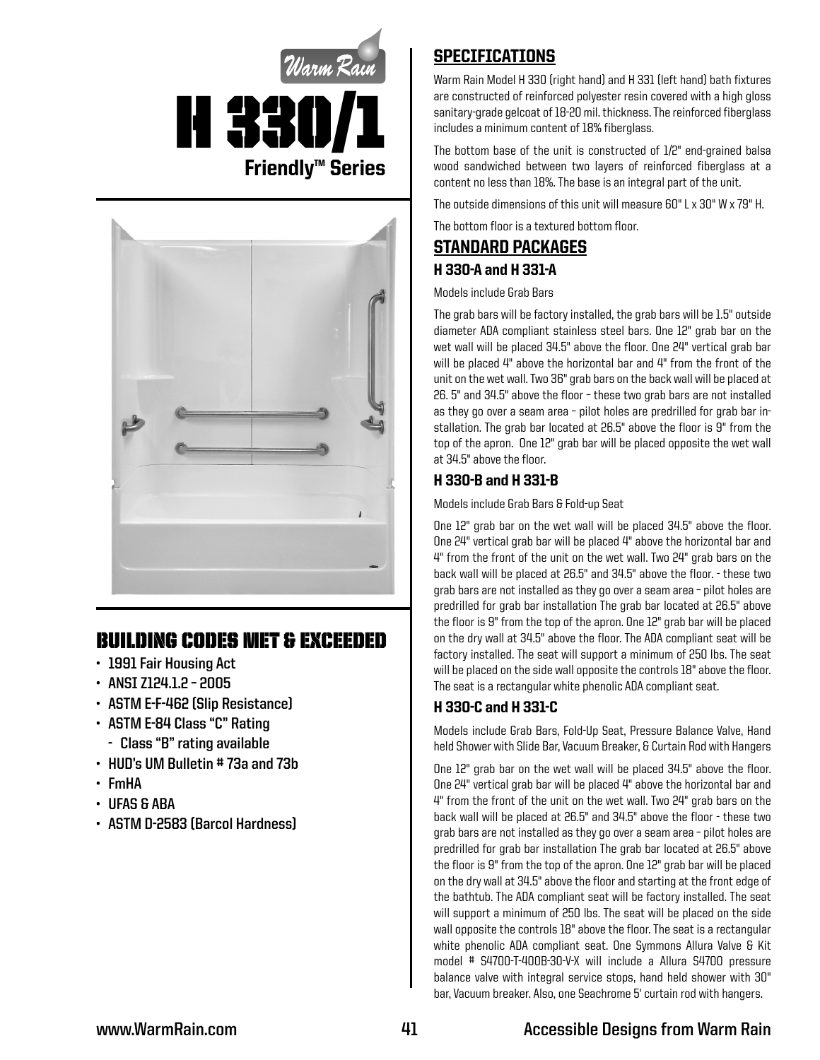Warm Rain

# H 330/1

**Friendly™ Series**

## BUILDING CODES MET & EXCEEDED

- 1991 Fair Housing Act
- ANSI Z124.1.2 – 2005
- ASTM E-F-462 (Slip Resistance)
- ASTM E-84 Class "C" Rating
  - Class "B" rating available
- HUD's UM Bulletin # 73a and 73b
- FmHA
- UFAS & ABA
- ASTM D-2583 (Barcol Hardness)

## SPECIFICATIONS

Warm Rain Model H 330 (right hand) and H 331 (left hand) bath fixtures are constructed of reinforced polyester resin covered with a high gloss sanitary-grade gelcoat of 18-20 mil. thickness. The reinforced fiberglass includes a minimum content of 18% fiberglass.

The bottom base of the unit is constructed of 1/2" end-grained balsa wood sandwiched between two layers of reinforced fiberglass at a content no less than 18%. The base is an integral part of the unit.

The outside dimensions of this unit will measure 60" L x 30" W x 79" H.

The bottom floor is a textured bottom floor.

## STANDARD PACKAGES

### H 330-A and H 331-A

Models include Grab Bars

The grab bars will be factory installed, the grab bars will be 1.5" outside diameter ADA compliant stainless steel bars. One 12" grab bar on the wet wall will be placed 34.5" above the floor. One 24" vertical grab bar will be placed 4" above the horizontal bar and 4" from the front of the unit on the wet wall. Two 36" grab bars on the back wall will be placed at 26. 5" and 34.5" above the floor – these two grab bars are not installed as they go over a seam area – pilot holes are predrilled for grab bar installation. The grab bar located at 26.5" above the floor is 9" from the top of the apron. One 12" grab bar will be placed opposite the wet wall at 34.5" above the floor.

### H 330-B and H 331-B

Models include Grab Bars & Fold-up Seat

One 12" grab bar on the wet wall will be placed 34.5" above the floor. One 24" vertical grab bar will be placed 4" above the horizontal bar and 4" from the front of the unit on the wet wall. Two 24" grab bars on the back wall will be placed at 26.5" and 34.5" above the floor. - these two grab bars are not installed as they go over a seam area – pilot holes are predrilled for grab bar installation The grab bar located at 26.5" above the floor is 9" from the top of the apron. One 12" grab bar will be placed on the dry wall at 34.5" above the floor. The ADA compliant seat will be factory installed. The seat will support a minimum of 250 lbs. The seat will be placed on the side wall opposite the controls 18" above the floor. The seat is a rectangular white phenolic ADA compliant seat.

### H 330-C and H 331-C

Models include Grab Bars, Fold-Up Seat, Pressure Balance Valve, Hand held Shower with Slide Bar, Vacuum Breaker, & Curtain Rod with Hangers

One 12" grab bar on the wet wall will be placed 34.5" above the floor. One 24" vertical grab bar will be placed 4" above the horizontal bar and 4" from the front of the unit on the wet wall. Two 24" grab bars on the back wall will be placed at 26.5" and 34.5" above the floor - these two grab bars are not installed as they go over a seam area – pilot holes are predrilled for grab bar installation The grab bar located at 26.5" above the floor is 9" from the top of the apron. One 12" grab bar will be placed on the dry wall at 34.5" above the floor and starting at the front edge of the bathtub. The ADA compliant seat will be factory installed. The seat will support a minimum of 250 lbs. The seat will be placed on the side wall opposite the controls 18" above the floor. The seat is a rectangular white phenolic ADA compliant seat. One Symmons Allura Valve & Kit model # S4700-T-400B-30-V-X will include a Allura S4700 pressure balance valve with integral service stops, hand held shower with 30" bar, Vacuum breaker. Also, one Seachrome 5' curtain rod with hangers.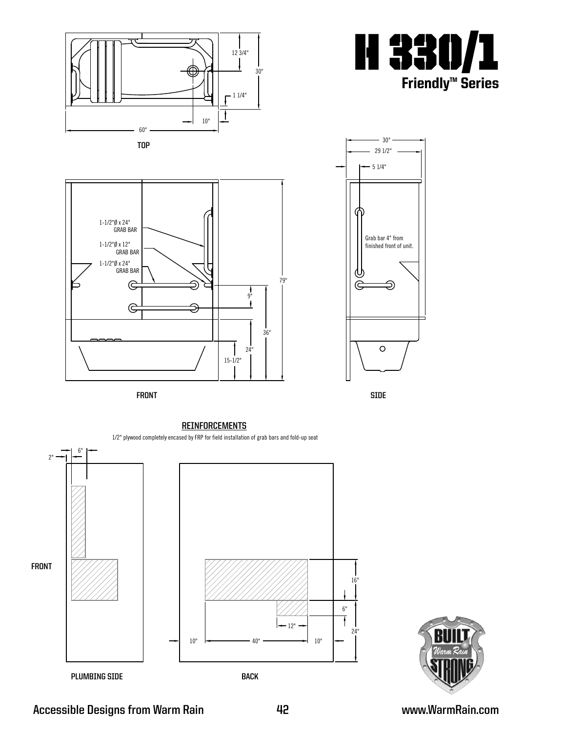# H 330/1

**Friendly™ Series**

12 3/4"

30"

1 1/4"

10"

60"

TOP

30"

29 1/2"

5 1/4"

1-1/2"Ø x 24" GRAB BAR

1-1/2"Ø x 12" GRAB BAR

1-1/2"Ø x 24" GRAB BAR

79"

9"

36"

24"

15-1/2"

Grab bar 4" from finished front of unit.

FRONT

SIDE

## REINFORCEMENTS

1/2" plywood completely encased by FRP for field installation of grab bars and fold-up seat

2"

6"

FRONT

16"

6"

24"

12"

10"

40"

10"

PLUMBING SIDE

BACK

BUILT Warm Rain STRONG

Accessible Designs from Warm Rain

www.WarmRain.com